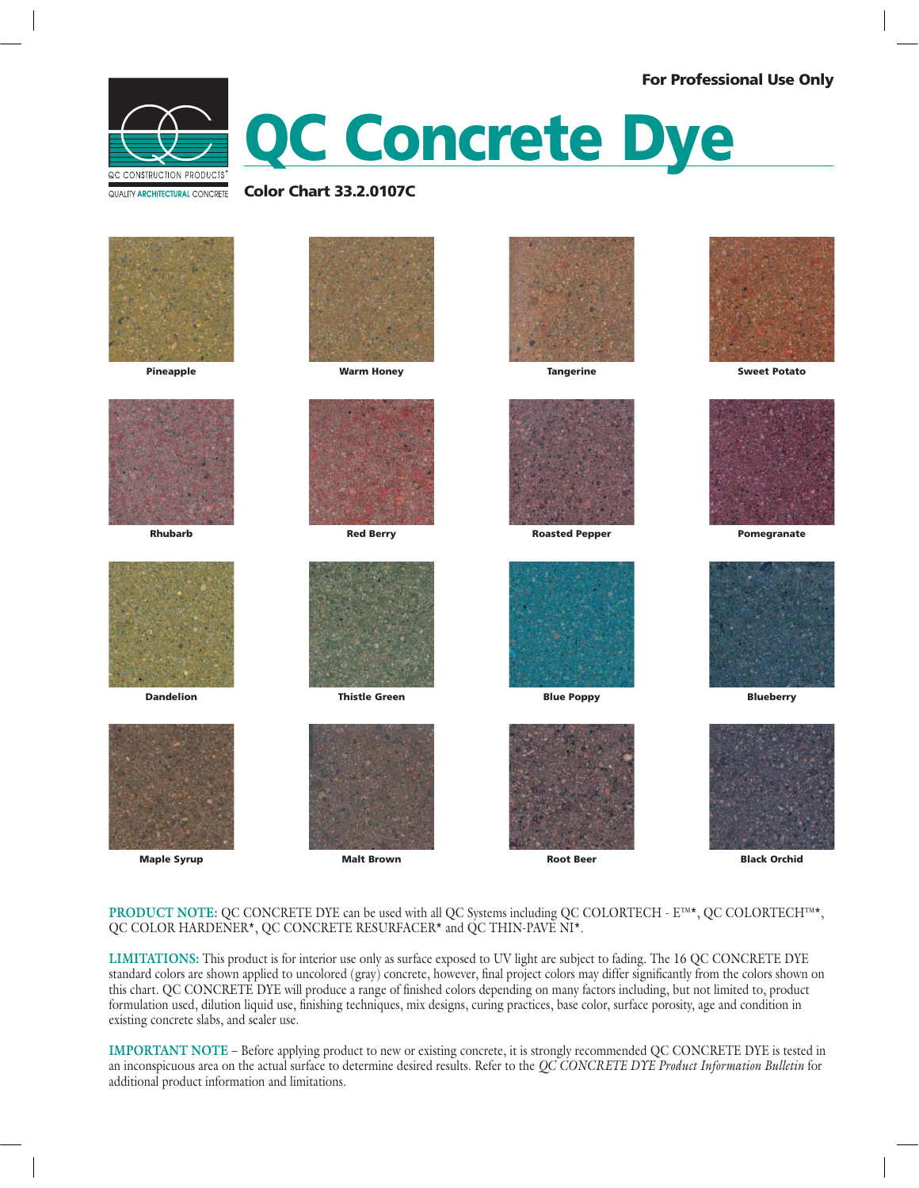For Professional Use Only

QC CONSTRUCTION PRODUCTS*
QUALITY ARCHITECTURAL CONCRETE

# QC Concrete Dye

**Color Chart 33.2.0107C**

**Pineapple** **Warm Honey** **Tangerine** **Sweet Potato**

**Rhubarb** **Red Berry** **Roasted Pepper** **Pomegranate**

**Dandelion** **Thistle Green** **Blue Poppy** **Blueberry**

**Maple Syrup** **Malt Brown** **Root Beer** **Black Orchid**

**PRODUCT NOTE:** QC CONCRETE DYE can be used with all QC Systems including QC COLORTECH - E™*, QC COLORTECH™*, QC COLOR HARDENER*, QC CONCRETE RESURFACER* and QC THIN-PAVE NI*.

**LIMITATIONS:** This product is for interior use only as surface exposed to UV light are subject to fading. The 16 QC CONCRETE DYE standard colors are shown applied to uncolored (gray) concrete, however, final project colors may differ significantly from the colors shown on this chart. QC CONCRETE DYE will produce a range of finished colors depending on many factors including, but not limited to, product formulation used, dilution liquid use, finishing techniques, mix designs, curing practices, base color, surface porosity, age and condition in existing concrete slabs, and sealer use.

**IMPORTANT NOTE** – Before applying product to new or existing concrete, it is strongly recommended QC CONCRETE DYE is tested in an inconspicuous area on the actual surface to determine desired results. Refer to the *QC CONCRETE DYE Product Information Bulletin* for additional product information and limitations.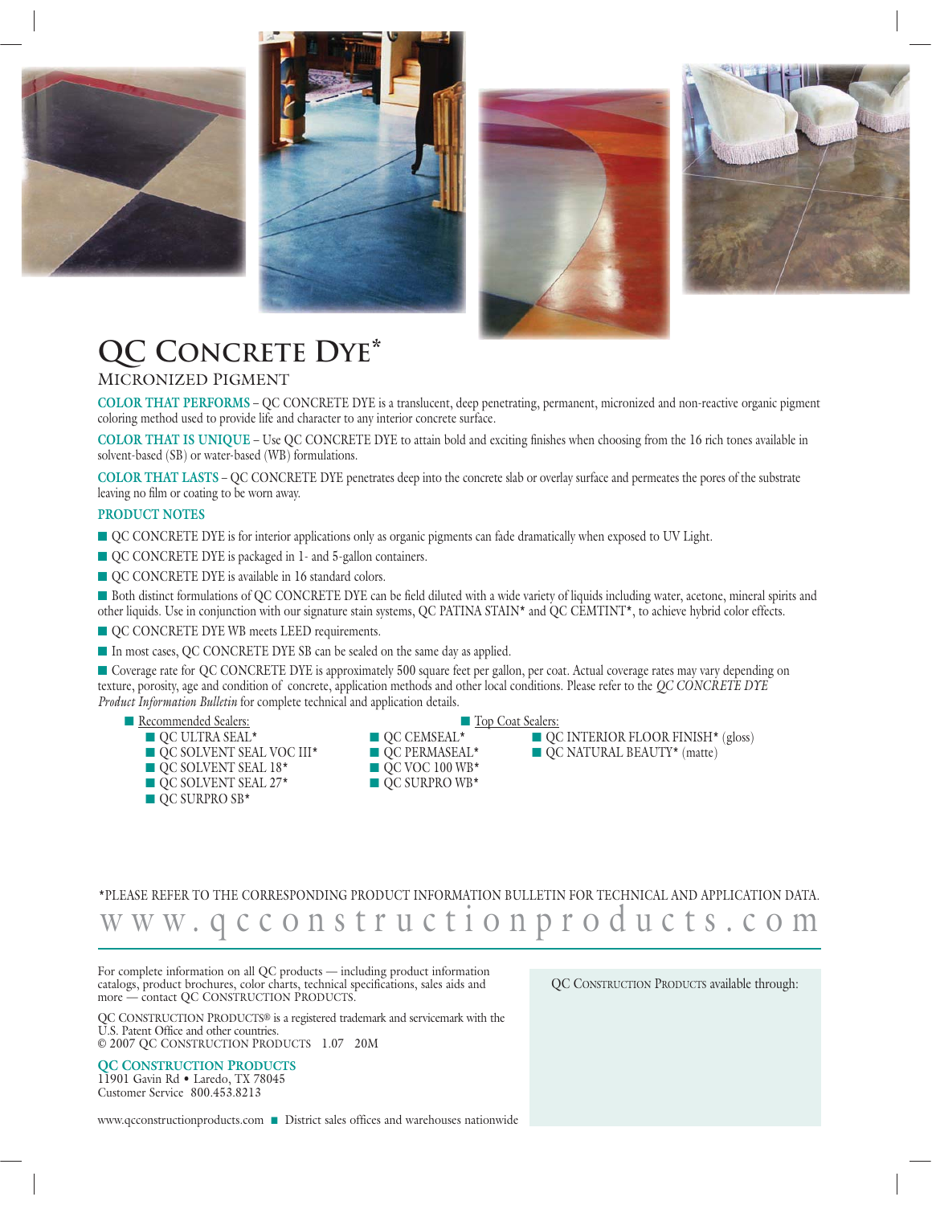# QC CONCRETE DYE*

## MICRONIZED PIGMENT

**COLOR THAT PERFORMS** – QC CONCRETE DYE is a translucent, deep penetrating, permanent, micronized and non-reactive organic pigment coloring method used to provide life and character to any interior concrete surface.

**COLOR THAT IS UNIQUE** – Use QC CONCRETE DYE to attain bold and exciting finishes when choosing from the 16 rich tones available in solvent-based (SB) or water-based (WB) formulations.

**COLOR THAT LASTS** – QC CONCRETE DYE penetrates deep into the concrete slab or overlay surface and permeates the pores of the substrate leaving no film or coating to be worn away.

**PRODUCT NOTES**

- QC CONCRETE DYE is for interior applications only as organic pigments can fade dramatically when exposed to UV Light.
- QC CONCRETE DYE is packaged in 1- and 5-gallon containers.
- QC CONCRETE DYE is available in 16 standard colors.
- Both distinct formulations of QC CONCRETE DYE can be field diluted with a wide variety of liquids including water, acetone, mineral spirits and other liquids. Use in conjunction with our signature stain systems, QC PATINA STAIN* and QC CEMTINT*, to achieve hybrid color effects.
- QC CONCRETE DYE WB meets LEED requirements.
- In most cases, QC CONCRETE DYE SB can be sealed on the same day as applied.
- Coverage rate for QC CONCRETE DYE is approximately 500 square feet per gallon, per coat. Actual coverage rates may vary depending on texture, porosity, age and condition of concrete, application methods and other local conditions. Please refer to the *QC CONCRETE DYE Product Information Bulletin* for complete technical and application details.

- Recommended Sealers:
  - QC ULTRA SEAL*
  - QC SOLVENT SEAL VOC III*
  - QC SOLVENT SEAL 18*
  - QC SOLVENT SEAL 27*
  - QC SURPRO SB*
  - QC CEMSEAL*
  - QC PERMASEAL*
  - QC VOC 100 WB*
  - QC SURPRO WB*
- Top Coat Sealers:
  - QC INTERIOR FLOOR FINISH* (gloss)
  - QC NATURAL BEAUTY* (matte)

*PLEASE REFER TO THE CORRESPONDING PRODUCT INFORMATION BULLETIN FOR TECHNICAL AND APPLICATION DATA.

www.qcconstructionproducts.com

For complete information on all QC products — including product information catalogs, product brochures, color charts, technical specifications, sales aids and more — contact QC CONSTRUCTION PRODUCTS.

QC CONSTRUCTION PRODUCTS® is a registered trademark and servicemark with the U.S. Patent Office and other countries.
© 2007 QC CONSTRUCTION PRODUCTS 1.07 20M

**QC CONSTRUCTION PRODUCTS**
11901 Gavin Rd • Laredo, TX 78045
Customer Service 800.453.8213

www.qcconstructionproducts.com ■ District sales offices and warehouses nationwide

QC CONSTRUCTION PRODUCTS available through: